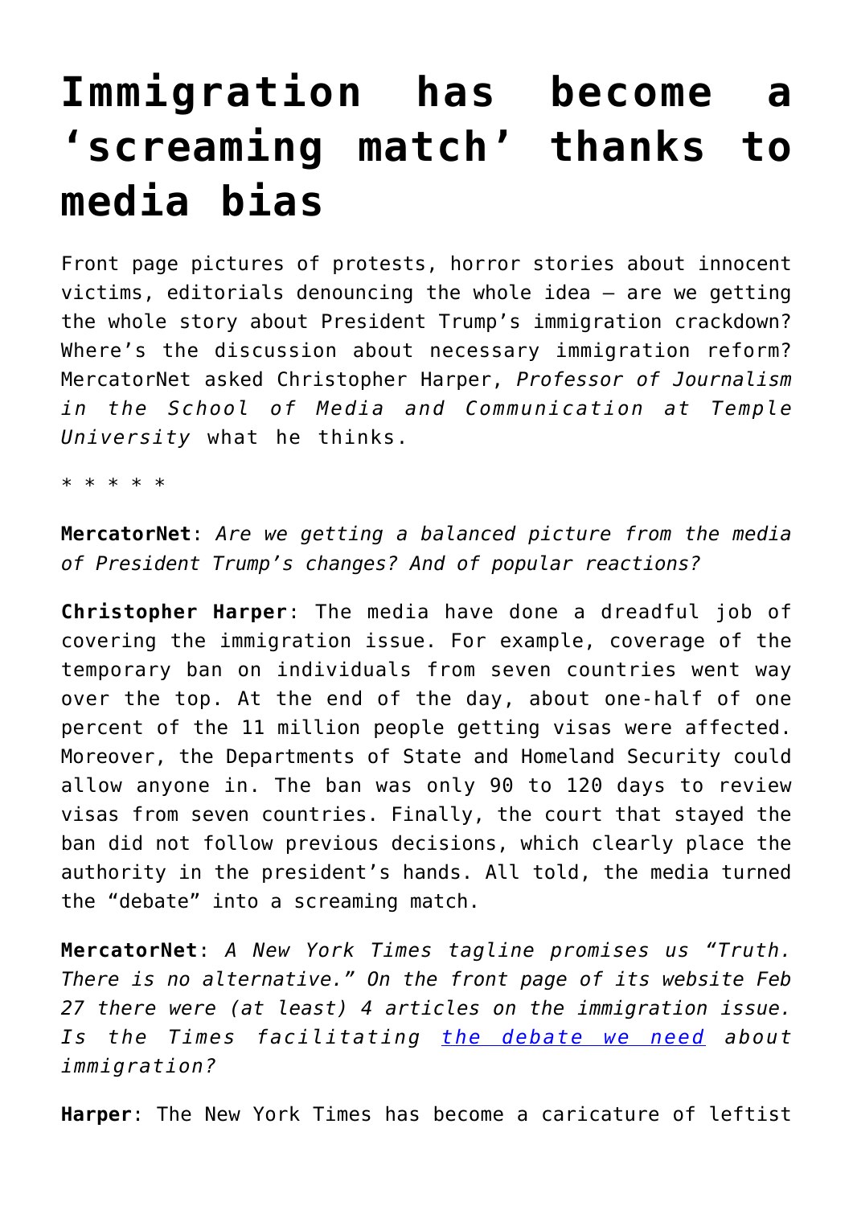# Immigration has become a 'screaming match' thanks to media bias

Front page pictures of protests, horror stories about innocent victims, editorials denouncing the whole idea – are we getting the whole story about President Trump's immigration crackdown? Where's the discussion about necessary immigration reform? MercatorNet asked Christopher Harper, *Professor of Journalism in the School of Media and Communication at Temple University* what he thinks.

\* \* \* \* \*

**MercatorNet**: *Are we getting a balanced picture from the media of President Trump's changes? And of popular reactions?*

**Christopher Harper**: The media have done a dreadful job of covering the immigration issue. For example, coverage of the temporary ban on individuals from seven countries went way over the top. At the end of the day, about one-half of one percent of the 11 million people getting visas were affected. Moreover, the Departments of State and Homeland Security could allow anyone in. The ban was only 90 to 120 days to review visas from seven countries. Finally, the court that stayed the ban did not follow previous decisions, which clearly place the authority in the president's hands. All told, the media turned the "debate" into a screaming match.

**MercatorNet**: *A New York Times tagline promises us "Truth. There is no alternative." On the front page of its website Feb 27 there were (at least) 4 articles on the immigration issue. Is the Times facilitating [the debate we need]() about immigration?*

**Harper**: The New York Times has become a caricature of leftist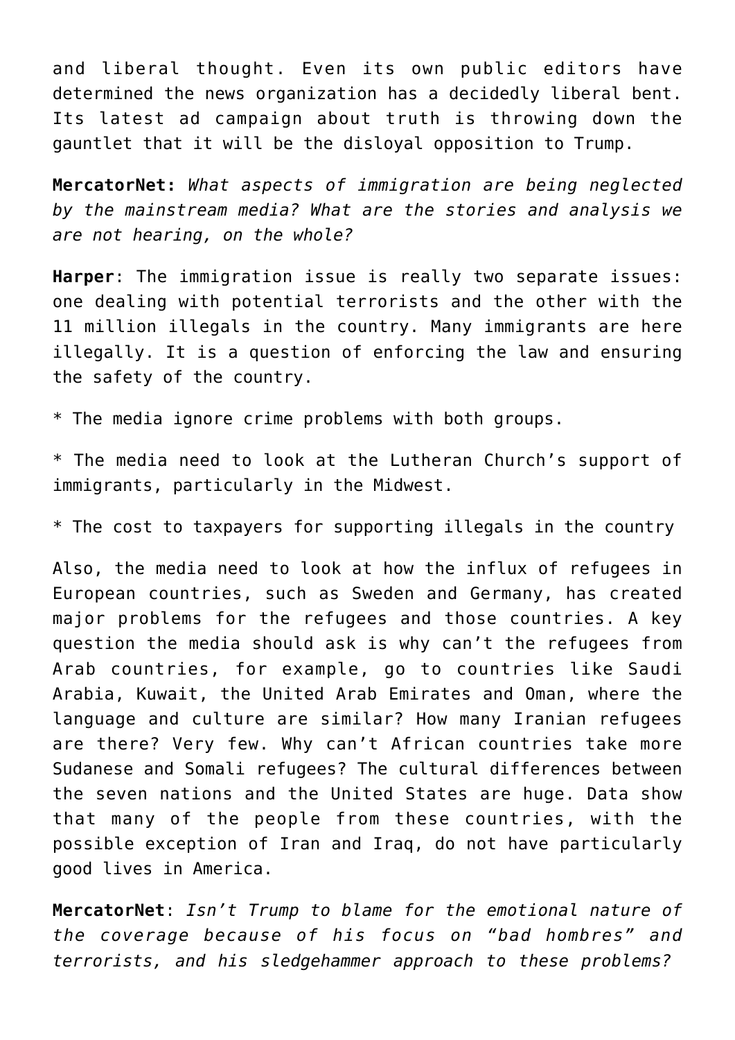and liberal thought. Even its own public editors have determined the news organization has a decidedly liberal bent. Its latest ad campaign about truth is throwing down the gauntlet that it will be the disloyal opposition to Trump.

**MercatorNet:** *What aspects of immigration are being neglected by the mainstream media? What are the stories and analysis we are not hearing, on the whole?*

**Harper**: The immigration issue is really two separate issues: one dealing with potential terrorists and the other with the 11 million illegals in the country. Many immigrants are here illegally. It is a question of enforcing the law and ensuring the safety of the country.

* The media ignore crime problems with both groups.

* The media need to look at the Lutheran Church's support of immigrants, particularly in the Midwest.

* The cost to taxpayers for supporting illegals in the country

Also, the media need to look at how the influx of refugees in European countries, such as Sweden and Germany, has created major problems for the refugees and those countries. A key question the media should ask is why can't the refugees from Arab countries, for example, go to countries like Saudi Arabia, Kuwait, the United Arab Emirates and Oman, where the language and culture are similar? How many Iranian refugees are there? Very few. Why can't African countries take more Sudanese and Somali refugees? The cultural differences between the seven nations and the United States are huge. Data show that many of the people from these countries, with the possible exception of Iran and Iraq, do not have particularly good lives in America.

**MercatorNet**: *Isn't Trump to blame for the emotional nature of the coverage because of his focus on "bad hombres" and terrorists, and his sledgehammer approach to these problems?*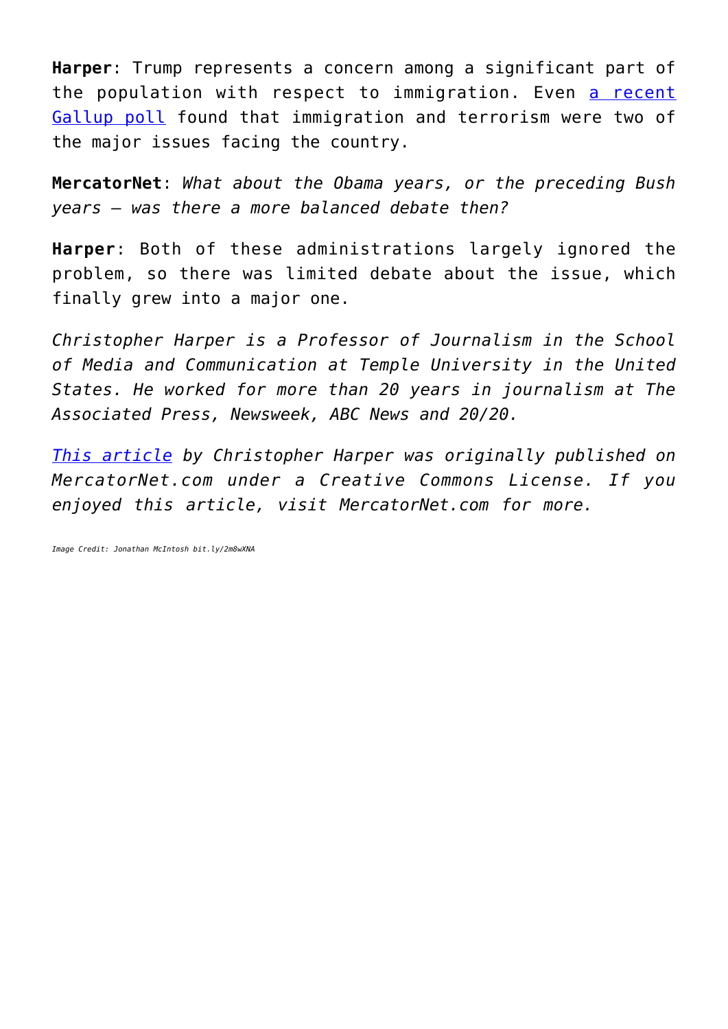**Harper**: Trump represents a concern among a significant part of the population with respect to immigration. Even a recent Gallup poll found that immigration and terrorism were two of the major issues facing the country.

**MercatorNet**: *What about the Obama years, or the preceding Bush years – was there a more balanced debate then?*

**Harper**: Both of these administrations largely ignored the problem, so there was limited debate about the issue, which finally grew into a major one.

*Christopher Harper is a Professor of Journalism in the School of Media and Communication at Temple University in the United States. He worked for more than 20 years in journalism at The Associated Press, Newsweek, ABC News and 20/20.*

*This article by Christopher Harper was originally published on MercatorNet.com under a Creative Commons License. If you enjoyed this article, visit MercatorNet.com for more.*

*Image Credit: Jonathan McIntosh bit.ly/2m8wXNA*